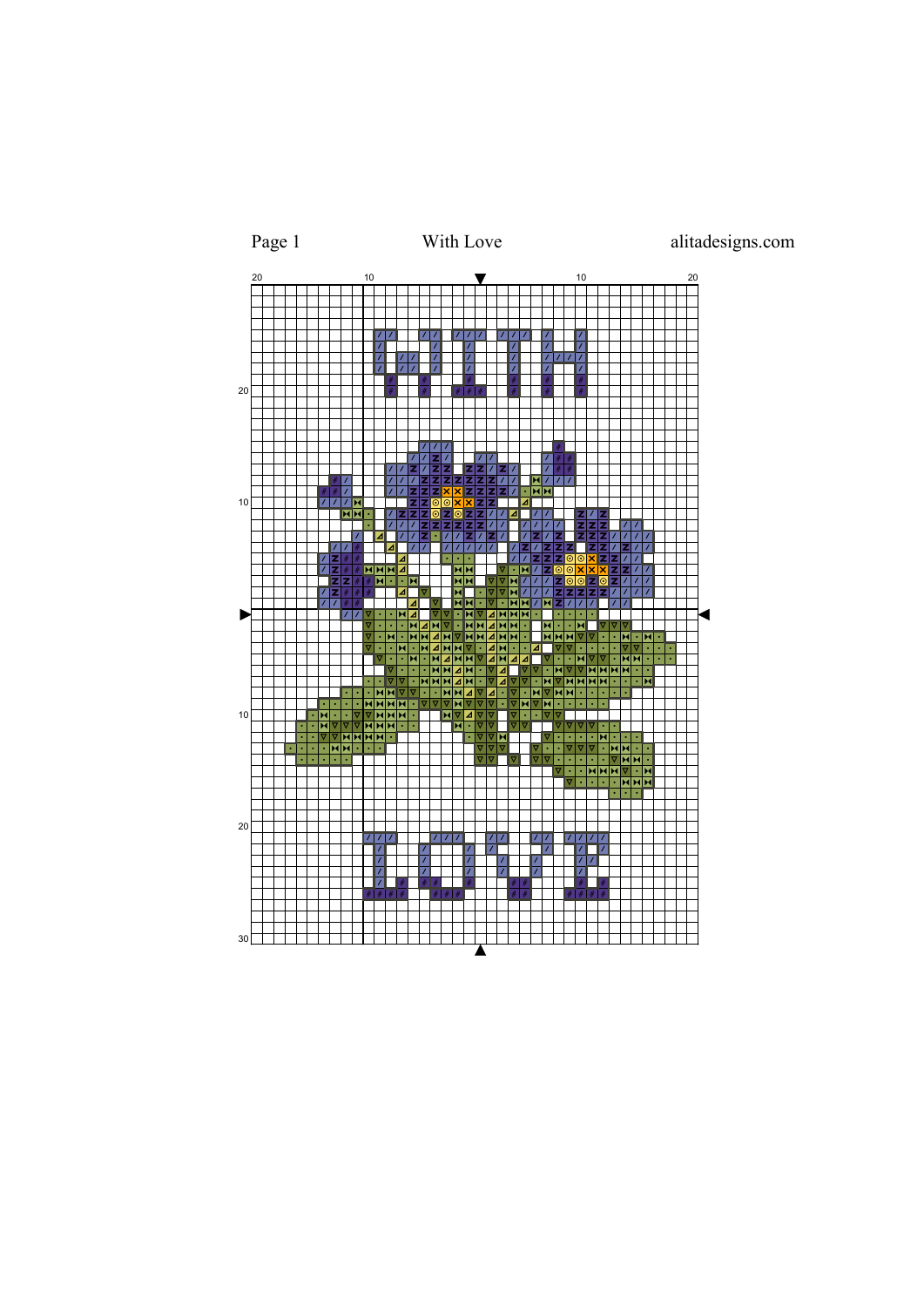Page 1 With Love alitadesigns.com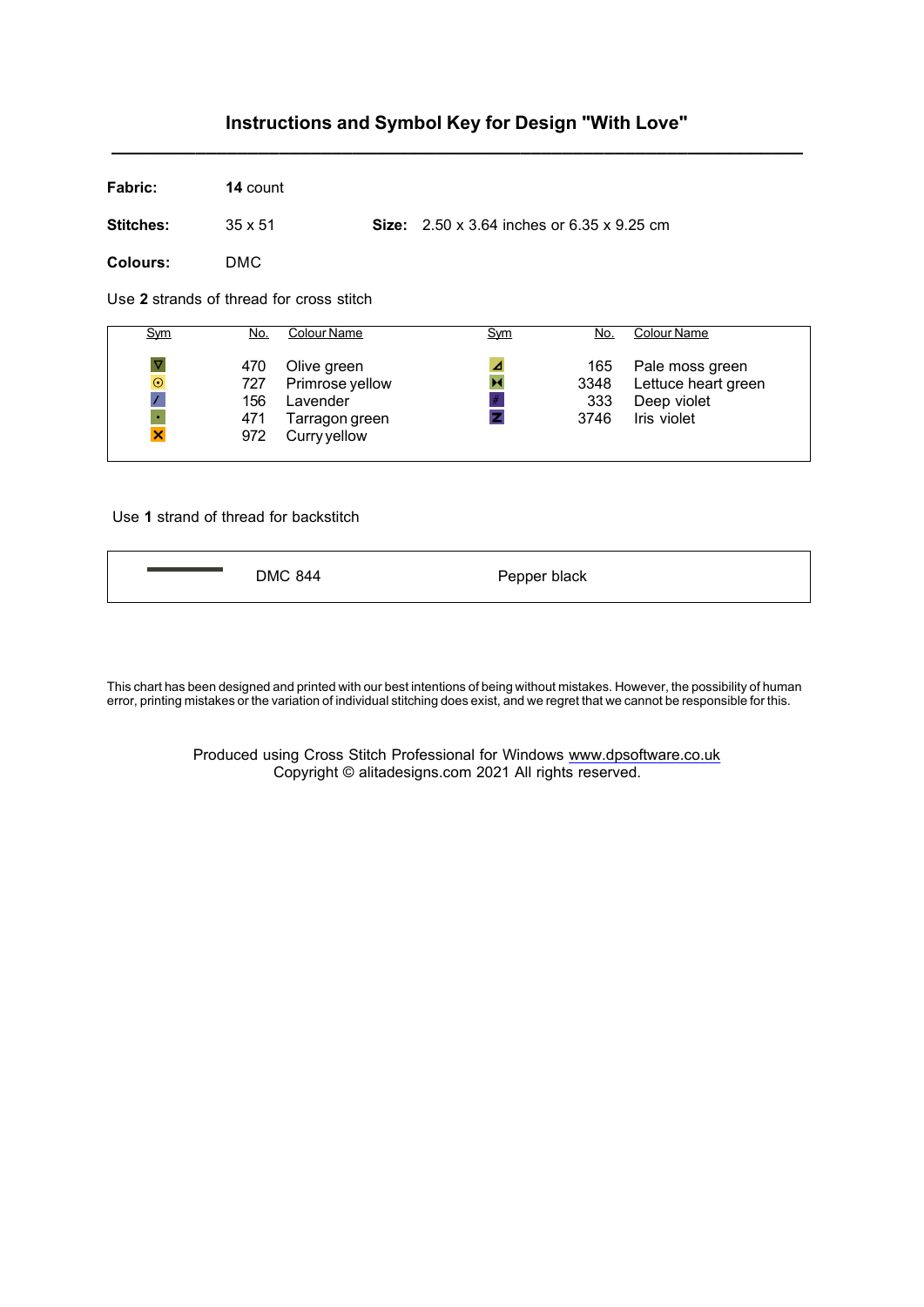## Instructions and Symbol Key for Design "With Love"

**Fabric:** **14** count

**Stitches:** 35 x 51  **Size:** 2.50 x 3.64 inches or 6.35 x 9.25 cm

**Colours:** DMC

Use **2** strands of thread for cross stitch

| Sym | No. | Colour Name | Sym | No. | Colour Name |
|---|---|---|---|---|---|
| ▽ | 470 | Olive green | ◿ | 165 | Pale moss green |
| ⊙ | 727 | Primrose yellow | ⧓ | 3348 | Lettuce heart green |
| / | 156 | Lavender | # | 333 | Deep violet |
| · | 471 | Tarragon green | Z | 3746 | Iris violet |
| ✕ | 972 | Curry yellow | | | |

Use **1** strand of thread for backstitch

| | | |
|---|---|---|
| ▬▬ | DMC 844 | Pepper black |

This chart has been designed and printed with our best intentions of being without mistakes. However, the possibility of human error, printing mistakes or the variation of individual stitching does exist, and we regret that we cannot be responsible for this.

Produced using Cross Stitch Professional for Windows www.dpsoftware.co.uk
Copyright © alitadesigns.com 2021 All rights reserved.